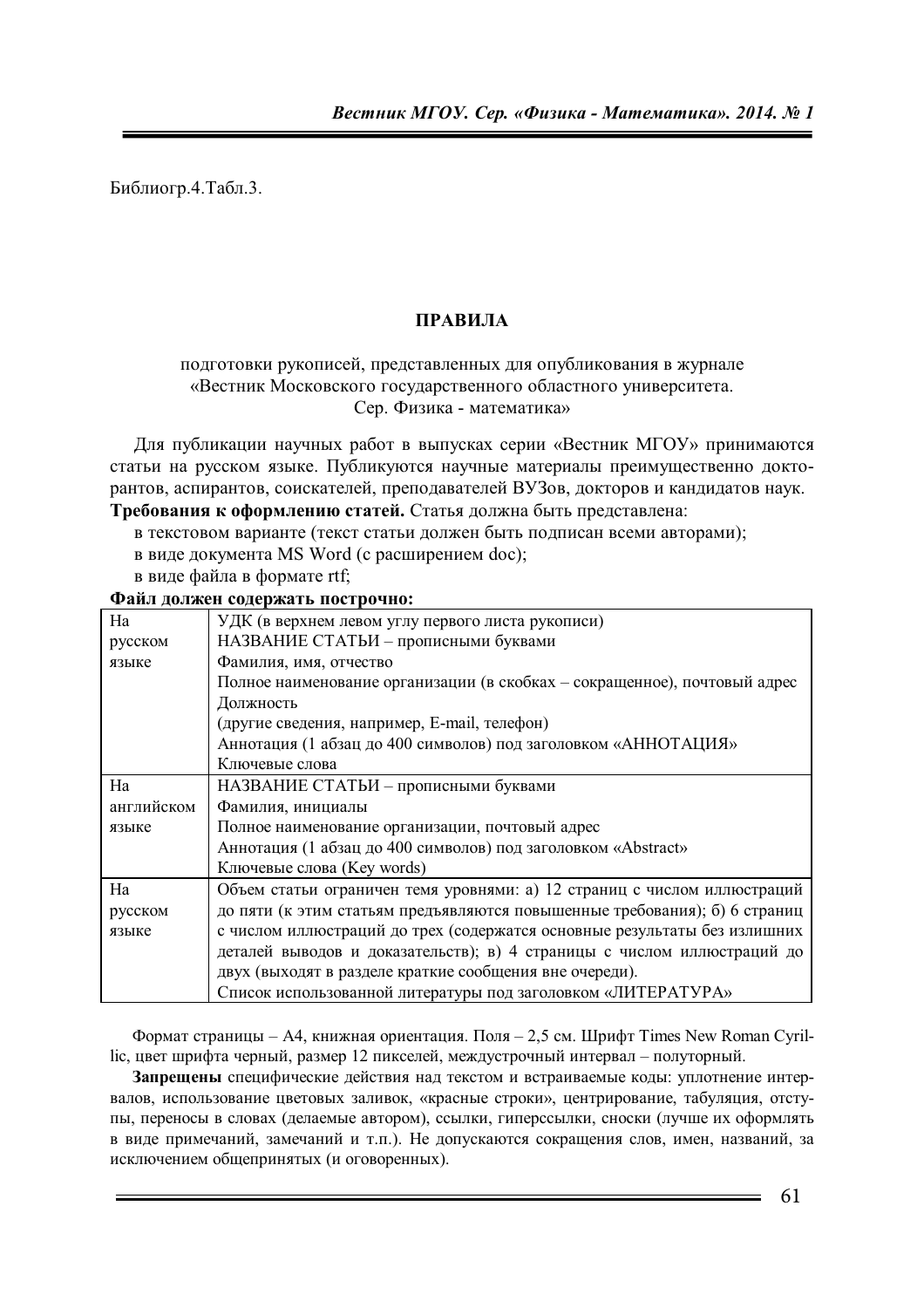Библиогр.4.Табл.3.

## ПРАВИЛА

подготовки рукописей, представленных для опубликования в журнале «Вестник Московского государственного областного университета. Сер. Физика - математика»

Для публикации научных работ в выпусках серии «Вестник МГОУ» принимаются статьи на русском языке. Публикуются научные материалы преимущественно докторантов, аспирантов, соискателей, преподавателей ВУЗов, докторов и кандидатов наук.

**Требования к оформлению статей.** Статья должна быть представлена:

в текстовом варианте (текст статьи должен быть подписан всеми авторами);

в виде документа MS Word (с расширением doc);

в виде файла в формате rtf;

**Файл должен содержать построчно:**

| | |
|---|---|
| На русском языке | УДК (в верхнем левом углу первого листа рукописи)<br>НАЗВАНИЕ СТАТЬИ – прописными буквами<br>Фамилия, имя, отчество<br>Полное наименование организации (в скобках – сокращенное), почтовый адрес<br>Должность<br>(другие сведения, например, E-mail, телефон)<br>Аннотация (1 абзац до 400 символов) под заголовком «АННОТАЦИЯ»<br>Ключевые слова |
| На английском языке | НАЗВАНИЕ СТАТЬИ – прописными буквами<br>Фамилия, инициалы<br>Полное наименование организации, почтовый адрес<br>Аннотация (1 абзац до 400 символов) под заголовком «Abstract»<br>Ключевые слова (Key words) |
| На русском языке | Объем статьи ограничен темя уровнями: а) 12 страниц с числом иллюстраций до пяти (к этим статьям предъявляются повышенные требования); б) 6 страниц с числом иллюстраций до трех (содержатся основные результаты без излишних деталей выводов и доказательств); в) 4 страницы с числом иллюстраций до двух (выходят в разделе краткие сообщения вне очереди).<br>Список использованной литературы под заголовком «ЛИТЕРАТУРА» |

Формат страницы – А4, книжная ориентация. Поля – 2,5 см. Шрифт Times New Roman Cyrillic, цвет шрифта черный, размер 12 пикселей, междустрочный интервал – полуторный.

**Запрещены** специфические действия над текстом и встраиваемые коды: уплотнение интервалов, использование цветовых заливок, «красные строки», центрирование, табуляция, отступы, переносы в словах (делаемые автором), ссылки, гиперссылки, сноски (лучше их оформлять в виде примечаний, замечаний и т.п.). Не допускаются сокращения слов, имен, названий, за исключением общепринятых (и оговоренных).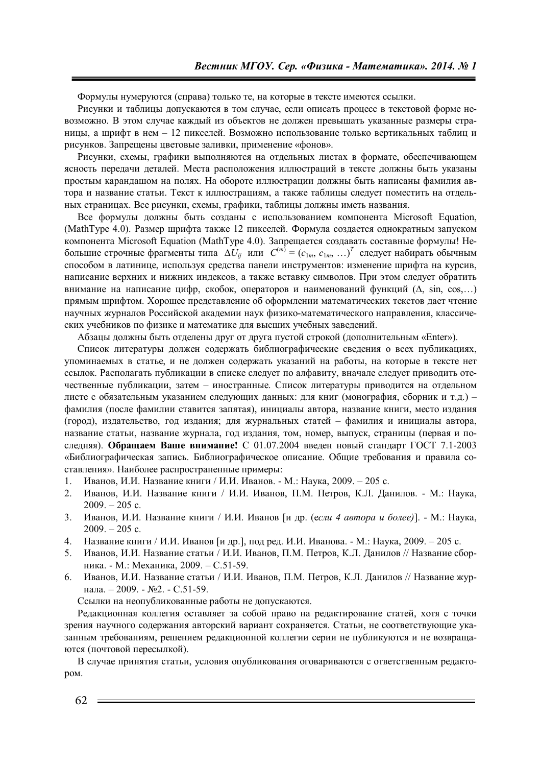Формулы нумеруются (справа) только те, на которые в тексте имеются ссылки.

Рисунки и таблицы допускаются в том случае, если описать процесс в текстовой форме невозможно. В этом случае каждый из объектов не должен превышать указанные размеры страницы, а шрифт в нем – 12 пикселей. Возможно использование только вертикальных таблиц и рисунков. Запрещены цветовые заливки, применение «фонов».

Рисунки, схемы, графики выполняются на отдельных листах в формате, обеспечивающем ясность передачи деталей. Места расположения иллюстраций в тексте должны быть указаны простым карандашом на полях. На обороте иллюстрации должны быть написаны фамилия автора и название статьи. Текст к иллюстрациям, а также таблицы следует поместить на отдельных страницах. Все рисунки, схемы, графики, таблицы должны иметь названия.

Все формулы должны быть созданы с использованием компонента Microsoft Equation, (MathType 4.0). Размер шрифта также 12 пикселей. Формула создается однократным запуском компонента Microsoft Equation (MathType 4.0). Запрещается создавать составные формулы! Небольшие строчные фрагменты типа $\Delta U_{ij}$ или $C^{(m)} = (c_{1m}, c_{1m}, \ldots)^T$ следует набирать обычным способом в латинице, используя средства панели инструментов: изменение шрифта на курсив, написание верхних и нижних индексов, а также вставку символов. При этом следует обратить внимание на написание цифр, скобок, операторов и наименований функций (Δ, sin, cos,…) прямым шрифтом. Хорошее представление об оформлении математических текстов дает чтение научных журналов Российской академии наук физико-математического направления, классических учебников по физике и математике для высших учебных заведений.

Абзацы должны быть отделены друг от друга пустой строкой (дополнительным «Enter»).

Список литературы должен содержать библиографические сведения о всех публикациях, упоминаемых в статье, и не должен содержать указаний на работы, на которые в тексте нет ссылок. Располагать публикации в списке следует по алфавиту, вначале следует приводить отечественные публикации, затем – иностранные. Список литературы приводится на отдельном листе с обязательным указанием следующих данных: для книг (монография, сборник и т.д.) – фамилия (после фамилии ставится запятая), инициалы автора, название книги, место издания (город), издательство, год издания; для журнальных статей – фамилия и инициалы автора, название статьи, название журнала, год издания, том, номер, выпуск, страницы (первая и последняя). **Обращаем Ваше внимание!** С 01.07.2004 введен новый стандарт ГОСТ 7.1-2003 «Библиографическая запись. Библиографическое описание. Общие требования и правила составления». Наиболее распространенные примеры:

1. Иванов, И.И. Название книги / И.И. Иванов. - М.: Наука, 2009. – 205 с.
2. Иванов, И.И. Название книги / И.И. Иванов, П.М. Петров, К.Л. Данилов. - М.: Наука, 2009. – 205 с.
3. Иванов, И.И. Название книги / И.И. Иванов [и др. (е*сли 4 автора и более)*]. - М.: Наука, 2009. – 205 с.
4. Название книги / И.И. Иванов [и др.], под ред. И.И. Иванова. - М.: Наука, 2009. – 205 с.
5. Иванов, И.И. Название статьи / И.И. Иванов, П.М. Петров, К.Л. Данилов // Название сборника. - М.: Механика, 2009. – С.51-59.
6. Иванов, И.И. Название статьи / И.И. Иванов, П.М. Петров, К.Л. Данилов // Название журнала. – 2009. - №2. - С.51-59.

Ссылки на неопубликованные работы не допускаются.

Редакционная коллегия оставляет за собой право на редактирование статей, хотя с точки зрения научного содержания авторский вариант сохраняется. Статьи, не соответствующие указанным требованиям, решением редакционной коллегии серии не публикуются и не возвращаются (почтовой пересылкой).

В случае принятия статьи, условия опубликования оговариваются с ответственным редактором.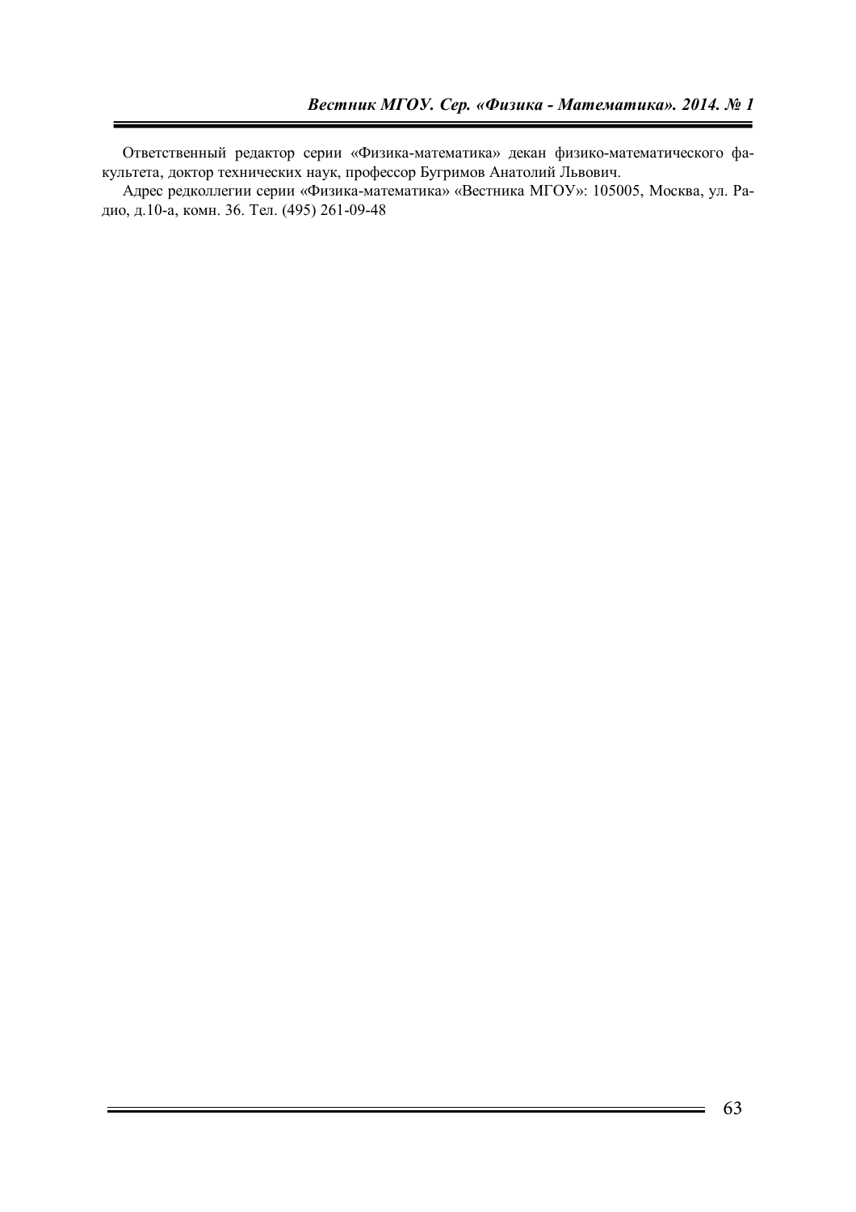Ответственный редактор серии «Физика-математика» декан физико-математического факультета, доктор технических наук, профессор Бугримов Анатолий Львович.

Адрес редколлегии серии «Физика-математика» «Вестника МГОУ»: 105005, Москва, ул. Радио, д.10-а, комн. 36. Тел. (495) 261-09-48